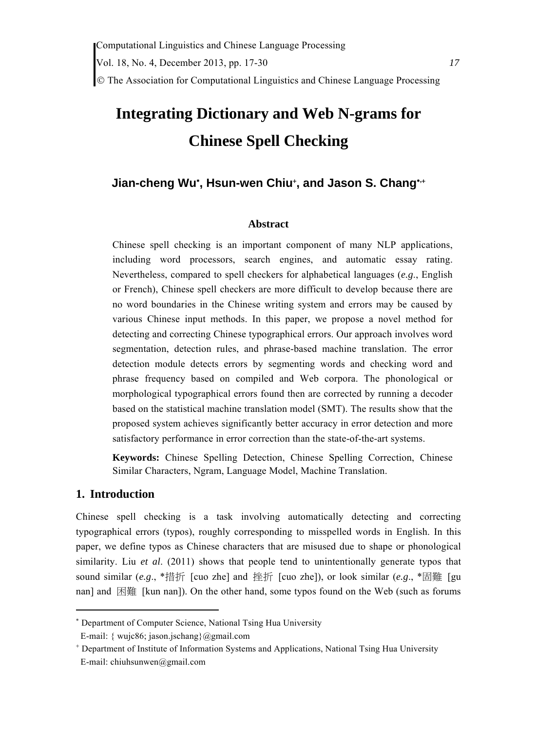# Integrating Dictionary and Web N-grams for Chinese Spell Checking

**Jian-cheng Wu[*], Hsun-wen Chiu[+], and Jason S. Chang[*,+]**

### Abstract

Chinese spell checking is an important component of many NLP applications, including word processors, search engines, and automatic essay rating. Nevertheless, compared to spell checkers for alphabetical languages (*e.g*., English or French), Chinese spell checkers are more difficult to develop because there are no word boundaries in the Chinese writing system and errors may be caused by various Chinese input methods. In this paper, we propose a novel method for detecting and correcting Chinese typographical errors. Our approach involves word segmentation, detection rules, and phrase-based machine translation. The error detection module detects errors by segmenting words and checking word and phrase frequency based on compiled and Web corpora. The phonological or morphological typographical errors found then are corrected by running a decoder based on the statistical machine translation model (SMT). The results show that the proposed system achieves significantly better accuracy in error detection and more satisfactory performance in error correction than the state-of-the-art systems.

**Keywords:** Chinese Spelling Detection, Chinese Spelling Correction, Chinese Similar Characters, Ngram, Language Model, Machine Translation.

## 1. Introduction

Chinese spell checking is a task involving automatically detecting and correcting typographical errors (typos), roughly corresponding to misspelled words in English. In this paper, we define typos as Chinese characters that are misused due to shape or phonological similarity. Liu *et al*. (2011) shows that people tend to unintentionally generate typos that sound similar (*e.g*., *措折 [cuo zhe] and 挫折 [cuo zhe]), or look similar (*e.g*., *固難 [gu nan] and 困難 [kun nan]). On the other hand, some typos found on the Web (such as forums

---

[*] Department of Computer Science, National Tsing Hua University
E-mail: { wujc86; jason.jschang}@gmail.com

[+] Department of Institute of Information Systems and Applications, National Tsing Hua University
E-mail: chiuhsunwen@gmail.com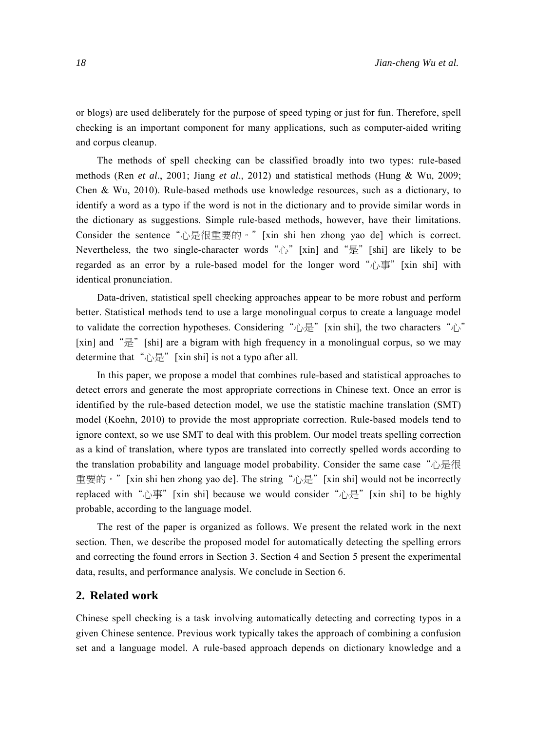or blogs) are used deliberately for the purpose of speed typing or just for fun. Therefore, spell checking is an important component for many applications, such as computer-aided writing and corpus cleanup.

The methods of spell checking can be classified broadly into two types: rule-based methods (Ren *et al*., 2001; Jiang *et al*., 2012) and statistical methods (Hung & Wu, 2009; Chen & Wu, 2010). Rule-based methods use knowledge resources, such as a dictionary, to identify a word as a typo if the word is not in the dictionary and to provide similar words in the dictionary as suggestions. Simple rule-based methods, however, have their limitations. Consider the sentence "心是很重要的。" [xin shi hen zhong yao de] which is correct. Nevertheless, the two single-character words "心" [xin] and "是" [shi] are likely to be regarded as an error by a rule-based model for the longer word "心事" [xin shi] with identical pronunciation.

Data-driven, statistical spell checking approaches appear to be more robust and perform better. Statistical methods tend to use a large monolingual corpus to create a language model to validate the correction hypotheses. Considering "心是" [xin shi], the two characters "心" [xin] and "是" [shi] are a bigram with high frequency in a monolingual corpus, so we may determine that "心是" [xin shi] is not a typo after all.

In this paper, we propose a model that combines rule-based and statistical approaches to detect errors and generate the most appropriate corrections in Chinese text. Once an error is identified by the rule-based detection model, we use the statistic machine translation (SMT) model (Koehn, 2010) to provide the most appropriate correction. Rule-based models tend to ignore context, so we use SMT to deal with this problem. Our model treats spelling correction as a kind of translation, where typos are translated into correctly spelled words according to the translation probability and language model probability. Consider the same case "心是很重要的。" [xin shi hen zhong yao de]. The string "心是" [xin shi] would not be incorrectly replaced with "心事" [xin shi] because we would consider "心是" [xin shi] to be highly probable, according to the language model.

The rest of the paper is organized as follows. We present the related work in the next section. Then, we describe the proposed model for automatically detecting the spelling errors and correcting the found errors in Section 3. Section 4 and Section 5 present the experimental data, results, and performance analysis. We conclude in Section 6.

## 2. Related work

Chinese spell checking is a task involving automatically detecting and correcting typos in a given Chinese sentence. Previous work typically takes the approach of combining a confusion set and a language model. A rule-based approach depends on dictionary knowledge and a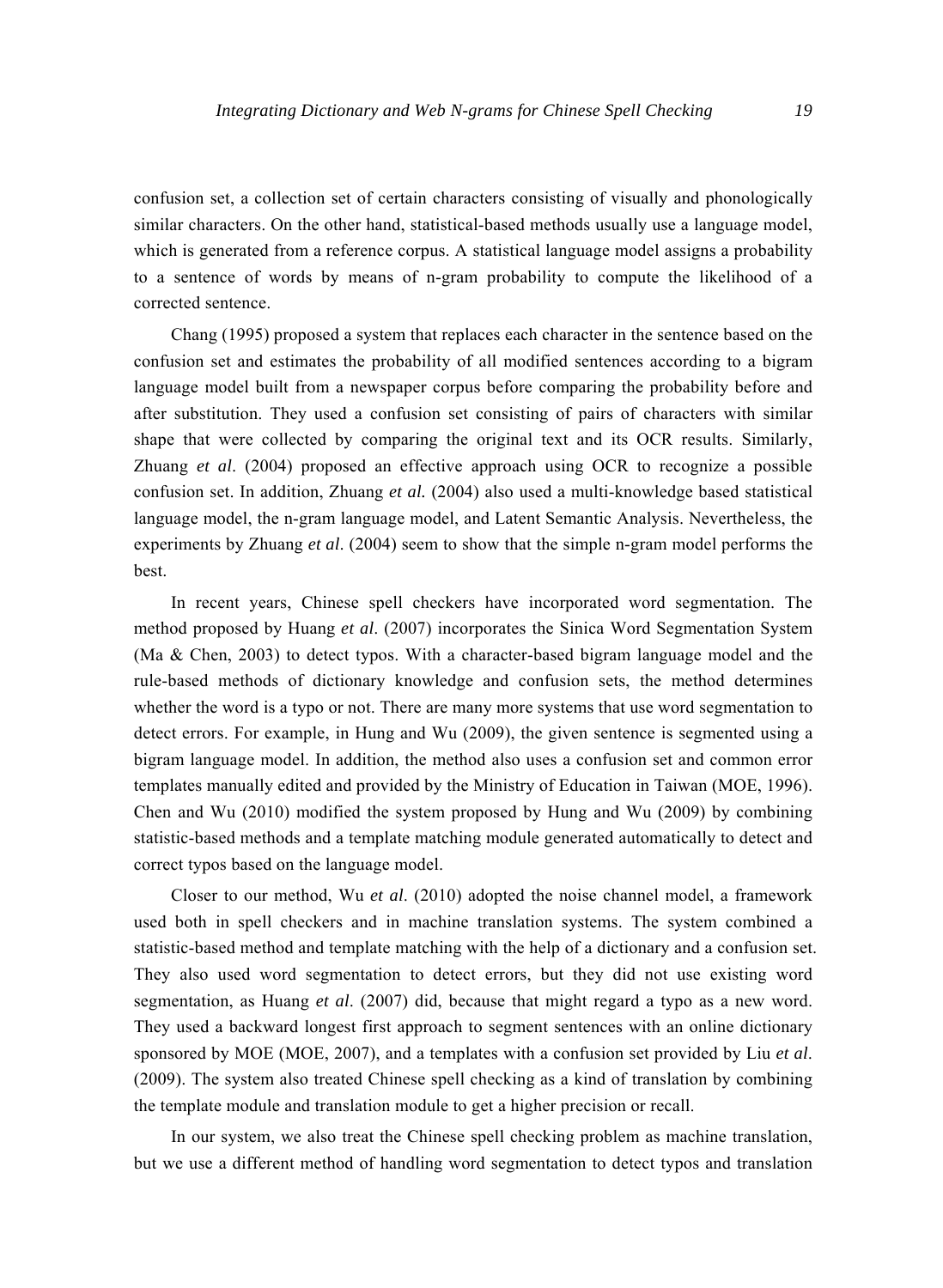confusion set, a collection set of certain characters consisting of visually and phonologically similar characters. On the other hand, statistical-based methods usually use a language model, which is generated from a reference corpus. A statistical language model assigns a probability to a sentence of words by means of n-gram probability to compute the likelihood of a corrected sentence.

Chang (1995) proposed a system that replaces each character in the sentence based on the confusion set and estimates the probability of all modified sentences according to a bigram language model built from a newspaper corpus before comparing the probability before and after substitution. They used a confusion set consisting of pairs of characters with similar shape that were collected by comparing the original text and its OCR results. Similarly, Zhuang *et al*. (2004) proposed an effective approach using OCR to recognize a possible confusion set. In addition, Zhuang *et al.* (2004) also used a multi-knowledge based statistical language model, the n-gram language model, and Latent Semantic Analysis. Nevertheless, the experiments by Zhuang *et al*. (2004) seem to show that the simple n-gram model performs the best.

In recent years, Chinese spell checkers have incorporated word segmentation. The method proposed by Huang *et al*. (2007) incorporates the Sinica Word Segmentation System (Ma & Chen, 2003) to detect typos. With a character-based bigram language model and the rule-based methods of dictionary knowledge and confusion sets, the method determines whether the word is a typo or not. There are many more systems that use word segmentation to detect errors. For example, in Hung and Wu (2009), the given sentence is segmented using a bigram language model. In addition, the method also uses a confusion set and common error templates manually edited and provided by the Ministry of Education in Taiwan (MOE, 1996). Chen and Wu (2010) modified the system proposed by Hung and Wu (2009) by combining statistic-based methods and a template matching module generated automatically to detect and correct typos based on the language model.

Closer to our method, Wu *et al*. (2010) adopted the noise channel model, a framework used both in spell checkers and in machine translation systems. The system combined a statistic-based method and template matching with the help of a dictionary and a confusion set. They also used word segmentation to detect errors, but they did not use existing word segmentation, as Huang *et al*. (2007) did, because that might regard a typo as a new word. They used a backward longest first approach to segment sentences with an online dictionary sponsored by MOE (MOE, 2007), and a templates with a confusion set provided by Liu *et al*. (2009). The system also treated Chinese spell checking as a kind of translation by combining the template module and translation module to get a higher precision or recall.

In our system, we also treat the Chinese spell checking problem as machine translation, but we use a different method of handling word segmentation to detect typos and translation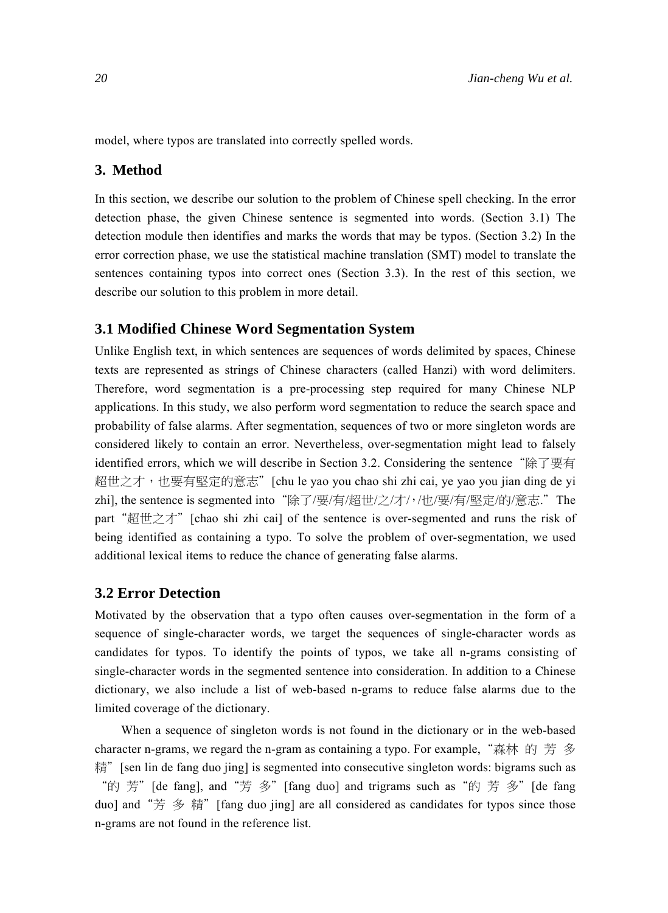model, where typos are translated into correctly spelled words.

## 3. Method

In this section, we describe our solution to the problem of Chinese spell checking. In the error detection phase, the given Chinese sentence is segmented into words. (Section 3.1) The detection module then identifies and marks the words that may be typos. (Section 3.2) In the error correction phase, we use the statistical machine translation (SMT) model to translate the sentences containing typos into correct ones (Section 3.3). In the rest of this section, we describe our solution to this problem in more detail.

### 3.1 Modified Chinese Word Segmentation System

Unlike English text, in which sentences are sequences of words delimited by spaces, Chinese texts are represented as strings of Chinese characters (called Hanzi) with word delimiters. Therefore, word segmentation is a pre-processing step required for many Chinese NLP applications. In this study, we also perform word segmentation to reduce the search space and probability of false alarms. After segmentation, sequences of two or more singleton words are considered likely to contain an error. Nevertheless, over-segmentation might lead to falsely identified errors, which we will describe in Section 3.2. Considering the sentence“除了要有超世之才，也要有堅定的意志”[chu le yao you chao shi zhi cai, ye yao you jian ding de yi zhi], the sentence is segmented into“除了/要/有/超世/之/才/，/也/要/有/堅定/的/意志.”The part“超世之才”[chao shi zhi cai] of the sentence is over-segmented and runs the risk of being identified as containing a typo. To solve the problem of over-segmentation, we used additional lexical items to reduce the chance of generating false alarms.

### 3.2 Error Detection

Motivated by the observation that a typo often causes over-segmentation in the form of a sequence of single-character words, we target the sequences of single-character words as candidates for typos. To identify the points of typos, we take all n-grams consisting of single-character words in the segmented sentence into consideration. In addition to a Chinese dictionary, we also include a list of web-based n-grams to reduce false alarms due to the limited coverage of the dictionary.

When a sequence of singleton words is not found in the dictionary or in the web-based character n-grams, we regard the n-gram as containing a typo. For example,“森林 的 芳 多 精”[sen lin de fang duo jing] is segmented into consecutive singleton words: bigrams such as“的 芳”[de fang], and“芳 多”[fang duo] and trigrams such as“的 芳 多”[de fang duo] and“芳 多 精”[fang duo jing] are all considered as candidates for typos since those n-grams are not found in the reference list.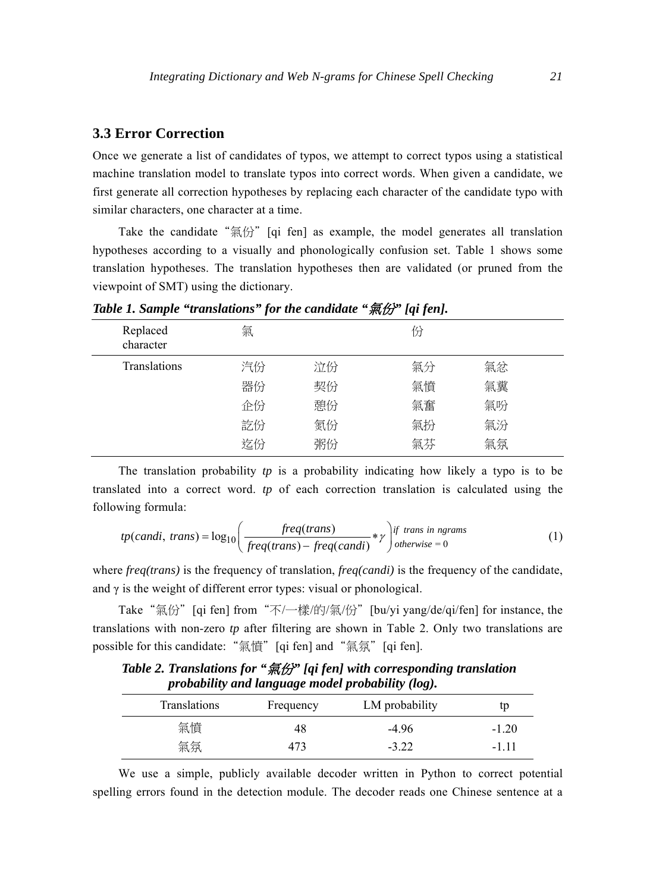## 3.3 Error Correction

Once we generate a list of candidates of typos, we attempt to correct typos using a statistical machine translation model to translate typos into correct words. When given a candidate, we first generate all correction hypotheses by replacing each character of the candidate typo with similar characters, one character at a time.

Take the candidate "氣份" [qi fen] as example, the model generates all translation hypotheses according to a visually and phonologically confusion set. Table 1 shows some translation hypotheses. The translation hypotheses then are validated (or pruned from the viewpoint of SMT) using the dictionary.

***Table 1. Sample "translations" for the candidate "氣份" [qi fen].***

| Replaced character | 氣 | | 份 | |
|---|---|---|---|---|
| Translations | 汽份 | 泣份 | 氣分 | 氣忿 |
| | 器份 | 契份 | 氣憤 | 氣糞 |
| | 企份 | 憩份 | 氣奮 | 氣吩 |
| | 訖份 | 氦份 | 氣扮 | 氣汾 |
| | 迄份 | 粥份 | 氣芬 | 氣氛 |

The translation probability *tp* is a probability indicating how likely a typo is to be translated into a correct word. *tp* of each correction translation is calculated using the following formula:

$$tp(candi,\ trans) = \log_{10}\left( \frac{freq(trans)}{freq(trans) - freq(candi)} * \gamma \right)^{if\ trans\ in\ ngrams}_{otherwise\ =\ 0} \quad (1)$$

where *freq(trans)* is the frequency of translation, *freq(candi)* is the frequency of the candidate, and γ is the weight of different error types: visual or phonological.

Take "氣份" [qi fen] from "不/一樣/的/氣/份" [bu/yi yang/de/qi/fen] for instance, the translations with non-zero *tp* after filtering are shown in Table 2. Only two translations are possible for this candidate: "氣憤" [qi fen] and "氣氛" [qi fen].

***Table 2. Translations for "氣份" [qi fen] with corresponding translation probability and language model probability (log).***

| Translations | Frequency | LM probability | tp |
|---|---|---|---|
| 氣憤 | 48 | -4.96 | -1.20 |
| 氣氛 | 473 | -3.22 | -1.11 |

We use a simple, publicly available decoder written in Python to correct potential spelling errors found in the detection module. The decoder reads one Chinese sentence at a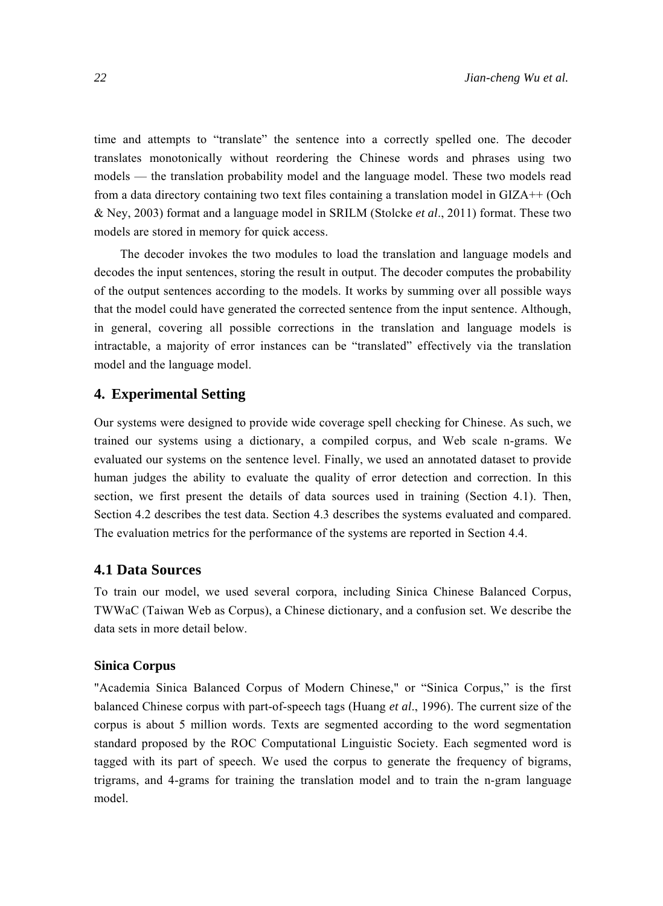time and attempts to "translate" the sentence into a correctly spelled one. The decoder translates monotonically without reordering the Chinese words and phrases using two models — the translation probability model and the language model. These two models read from a data directory containing two text files containing a translation model in GIZA++ (Och & Ney, 2003) format and a language model in SRILM (Stolcke *et al*., 2011) format. These two models are stored in memory for quick access.

The decoder invokes the two modules to load the translation and language models and decodes the input sentences, storing the result in output. The decoder computes the probability of the output sentences according to the models. It works by summing over all possible ways that the model could have generated the corrected sentence from the input sentence. Although, in general, covering all possible corrections in the translation and language models is intractable, a majority of error instances can be "translated" effectively via the translation model and the language model.

## 4. Experimental Setting

Our systems were designed to provide wide coverage spell checking for Chinese. As such, we trained our systems using a dictionary, a compiled corpus, and Web scale n-grams. We evaluated our systems on the sentence level. Finally, we used an annotated dataset to provide human judges the ability to evaluate the quality of error detection and correction. In this section, we first present the details of data sources used in training (Section 4.1). Then, Section 4.2 describes the test data. Section 4.3 describes the systems evaluated and compared. The evaluation metrics for the performance of the systems are reported in Section 4.4.

### 4.1 Data Sources

To train our model, we used several corpora, including Sinica Chinese Balanced Corpus, TWWaC (Taiwan Web as Corpus), a Chinese dictionary, and a confusion set. We describe the data sets in more detail below.

#### Sinica Corpus

"Academia Sinica Balanced Corpus of Modern Chinese," or "Sinica Corpus," is the first balanced Chinese corpus with part-of-speech tags (Huang *et al*., 1996). The current size of the corpus is about 5 million words. Texts are segmented according to the word segmentation standard proposed by the ROC Computational Linguistic Society. Each segmented word is tagged with its part of speech. We used the corpus to generate the frequency of bigrams, trigrams, and 4-grams for training the translation model and to train the n-gram language model.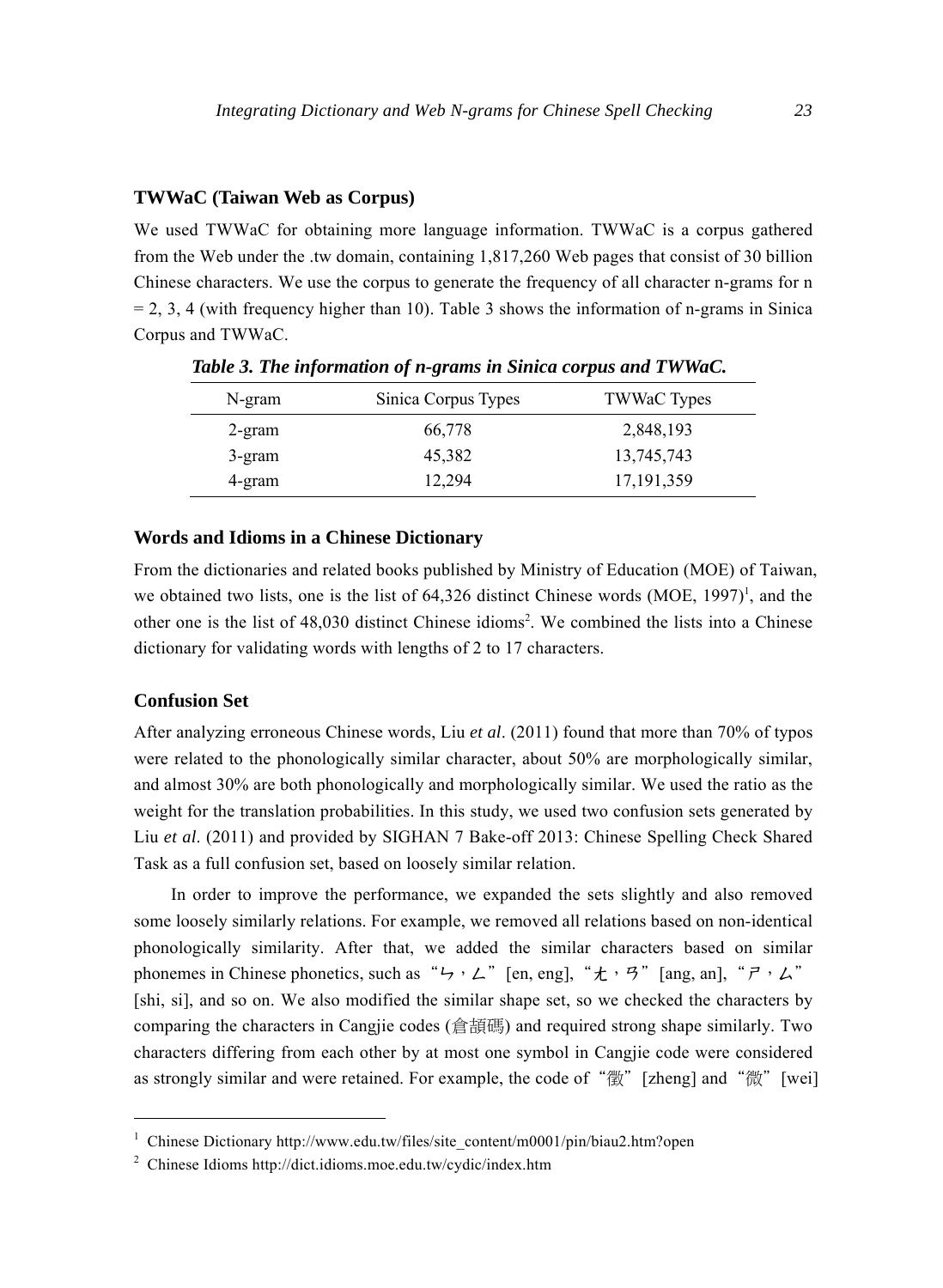### TWWaC (Taiwan Web as Corpus)

We used TWWaC for obtaining more language information. TWWaC is a corpus gathered from the Web under the .tw domain, containing 1,817,260 Web pages that consist of 30 billion Chinese characters. We use the corpus to generate the frequency of all character n-grams for n = 2, 3, 4 (with frequency higher than 10). Table 3 shows the information of n-grams in Sinica Corpus and TWWaC.

***Table 3. The information of n-grams in Sinica corpus and TWWaC.***

| N-gram | Sinica Corpus Types | TWWaC Types |
|---|---|---|
| 2-gram | 66,778 | 2,848,193 |
| 3-gram | 45,382 | 13,745,743 |
| 4-gram | 12,294 | 17,191,359 |

### Words and Idioms in a Chinese Dictionary

From the dictionaries and related books published by Ministry of Education (MOE) of Taiwan, we obtained two lists, one is the list of 64,326 distinct Chinese words (MOE, 1997)[1], and the other one is the list of 48,030 distinct Chinese idioms[2]. We combined the lists into a Chinese dictionary for validating words with lengths of 2 to 17 characters.

### Confusion Set

After analyzing erroneous Chinese words, Liu *et al*. (2011) found that more than 70% of typos were related to the phonologically similar character, about 50% are morphologically similar, and almost 30% are both phonologically and morphologically similar. We used the ratio as the weight for the translation probabilities. In this study, we used two confusion sets generated by Liu *et al*. (2011) and provided by SIGHAN 7 Bake-off 2013: Chinese Spelling Check Shared Task as a full confusion set, based on loosely similar relation.

In order to improve the performance, we expanded the sets slightly and also removed some loosely similarly relations. For example, we removed all relations based on non-identical phonologically similarity. After that, we added the similar characters based on similar phonemes in Chinese phonetics, such as "ㄣ，ㄥ" [en, eng], "ㄤ，ㄢ" [ang, an], "ㄕ，ㄙ" [shi, si], and so on. We also modified the similar shape set, so we checked the characters by comparing the characters in Cangjie codes (倉頡碼) and required strong shape similarly. Two characters differing from each other by at most one symbol in Cangjie code were considered as strongly similar and were retained. For example, the code of "徵" [zheng] and "微" [wei]

---

[1] Chinese Dictionary http://www.edu.tw/files/site_content/m0001/pin/biau2.htm?open

[2] Chinese Idioms http://dict.idioms.moe.edu.tw/cydic/index.htm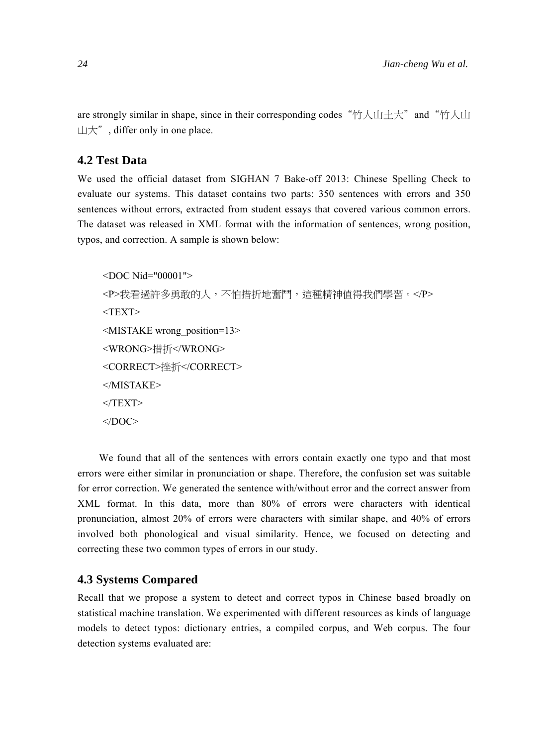are strongly similar in shape, since in their corresponding codes“竹人山土大”and“竹人山山大”, differ only in one place.

### 4.2 Test Data

We used the official dataset from SIGHAN 7 Bake-off 2013: Chinese Spelling Check to evaluate our systems. This dataset contains two parts: 350 sentences with errors and 350 sentences without errors, extracted from student essays that covered various common errors. The dataset was released in XML format with the information of sentences, wrong position, typos, and correction. A sample is shown below:

```
<DOC Nid="00001">
<P>我看過許多勇敢的人，不怕措折地奮鬥，這種精神值得我們學習。</P>
<TEXT>
<MISTAKE wrong_position=13>
<WRONG>措折</WRONG>
<CORRECT>挫折</CORRECT>
</MISTAKE>
</TEXT>
</DOC>
```

We found that all of the sentences with errors contain exactly one typo and that most errors were either similar in pronunciation or shape. Therefore, the confusion set was suitable for error correction. We generated the sentence with/without error and the correct answer from XML format. In this data, more than 80% of errors were characters with identical pronunciation, almost 20% of errors were characters with similar shape, and 40% of errors involved both phonological and visual similarity. Hence, we focused on detecting and correcting these two common types of errors in our study.

### 4.3 Systems Compared

Recall that we propose a system to detect and correct typos in Chinese based broadly on statistical machine translation. We experimented with different resources as kinds of language models to detect typos: dictionary entries, a compiled corpus, and Web corpus. The four detection systems evaluated are: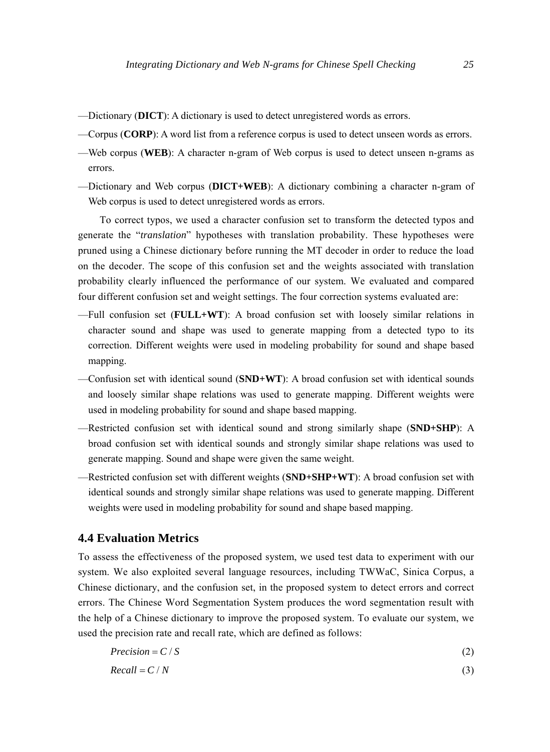—Dictionary (**DICT**): A dictionary is used to detect unregistered words as errors.

—Corpus (**CORP**): A word list from a reference corpus is used to detect unseen words as errors.

—Web corpus (**WEB**): A character n-gram of Web corpus is used to detect unseen n-grams as errors.

—Dictionary and Web corpus (**DICT+WEB**): A dictionary combining a character n-gram of Web corpus is used to detect unregistered words as errors.

To correct typos, we used a character confusion set to transform the detected typos and generate the "*translation*" hypotheses with translation probability. These hypotheses were pruned using a Chinese dictionary before running the MT decoder in order to reduce the load on the decoder. The scope of this confusion set and the weights associated with translation probability clearly influenced the performance of our system. We evaluated and compared four different confusion set and weight settings. The four correction systems evaluated are:

—Full confusion set (**FULL+WT**): A broad confusion set with loosely similar relations in character sound and shape was used to generate mapping from a detected typo to its correction. Different weights were used in modeling probability for sound and shape based mapping.

—Confusion set with identical sound (**SND+WT**): A broad confusion set with identical sounds and loosely similar shape relations was used to generate mapping. Different weights were used in modeling probability for sound and shape based mapping.

—Restricted confusion set with identical sound and strong similarly shape (**SND+SHP**): A broad confusion set with identical sounds and strongly similar shape relations was used to generate mapping. Sound and shape were given the same weight.

—Restricted confusion set with different weights (**SND+SHP+WT**): A broad confusion set with identical sounds and strongly similar shape relations was used to generate mapping. Different weights were used in modeling probability for sound and shape based mapping.

## 4.4 Evaluation Metrics

To assess the effectiveness of the proposed system, we used test data to experiment with our system. We also exploited several language resources, including TWWaC, Sinica Corpus, a Chinese dictionary, and the confusion set, in the proposed system to detect errors and correct errors. The Chinese Word Segmentation System produces the word segmentation result with the help of a Chinese dictionary to improve the proposed system. To evaluate our system, we used the precision rate and recall rate, which are defined as follows:

$$Precision = C / S \tag{2}$$

$$Recall = C / N \tag{3}$$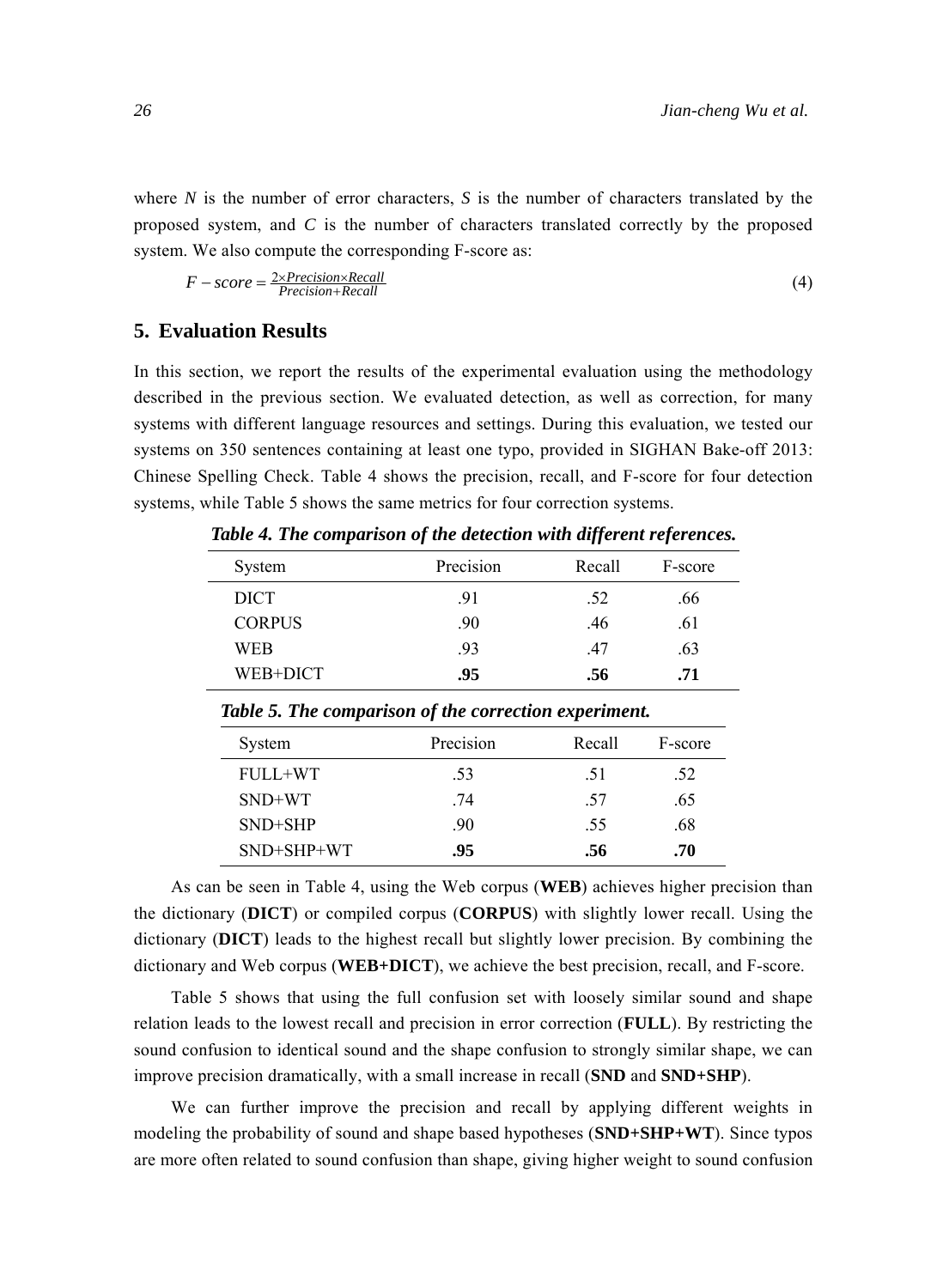where $N$ is the number of error characters, $S$ is the number of characters translated by the proposed system, and $C$ is the number of characters translated correctly by the proposed system. We also compute the corresponding F-score as:

$$F-score = \frac{2 \times Precision \times Recall}{Precision + Recall} \tag{4}$$

## 5. Evaluation Results

In this section, we report the results of the experimental evaluation using the methodology described in the previous section. We evaluated detection, as well as correction, for many systems with different language resources and settings. During this evaluation, we tested our systems on 350 sentences containing at least one typo, provided in SIGHAN Bake-off 2013: Chinese Spelling Check. Table 4 shows the precision, recall, and F-score for four detection systems, while Table 5 shows the same metrics for four correction systems.

***Table 4. The comparison of the detection with different references.***

| System | Precision | Recall | F-score |
|---|---|---|---|
| DICT | .91 | .52 | .66 |
| CORPUS | .90 | .46 | .61 |
| WEB | .93 | .47 | .63 |
| WEB+DICT | **.95** | **.56** | **.71** |

***Table 5. The comparison of the correction experiment.***

| System | Precision | Recall | F-score |
|---|---|---|---|
| FULL+WT | .53 | .51 | .52 |
| SND+WT | .74 | .57 | .65 |
| SND+SHP | .90 | .55 | .68 |
| SND+SHP+WT | **.95** | **.56** | **.70** |

As can be seen in Table 4, using the Web corpus (**WEB**) achieves higher precision than the dictionary (**DICT**) or compiled corpus (**CORPUS**) with slightly lower recall. Using the dictionary (**DICT**) leads to the highest recall but slightly lower precision. By combining the dictionary and Web corpus (**WEB+DICT**), we achieve the best precision, recall, and F-score.

Table 5 shows that using the full confusion set with loosely similar sound and shape relation leads to the lowest recall and precision in error correction (**FULL**). By restricting the sound confusion to identical sound and the shape confusion to strongly similar shape, we can improve precision dramatically, with a small increase in recall (**SND** and **SND+SHP**).

We can further improve the precision and recall by applying different weights in modeling the probability of sound and shape based hypotheses (**SND+SHP+WT**). Since typos are more often related to sound confusion than shape, giving higher weight to sound confusion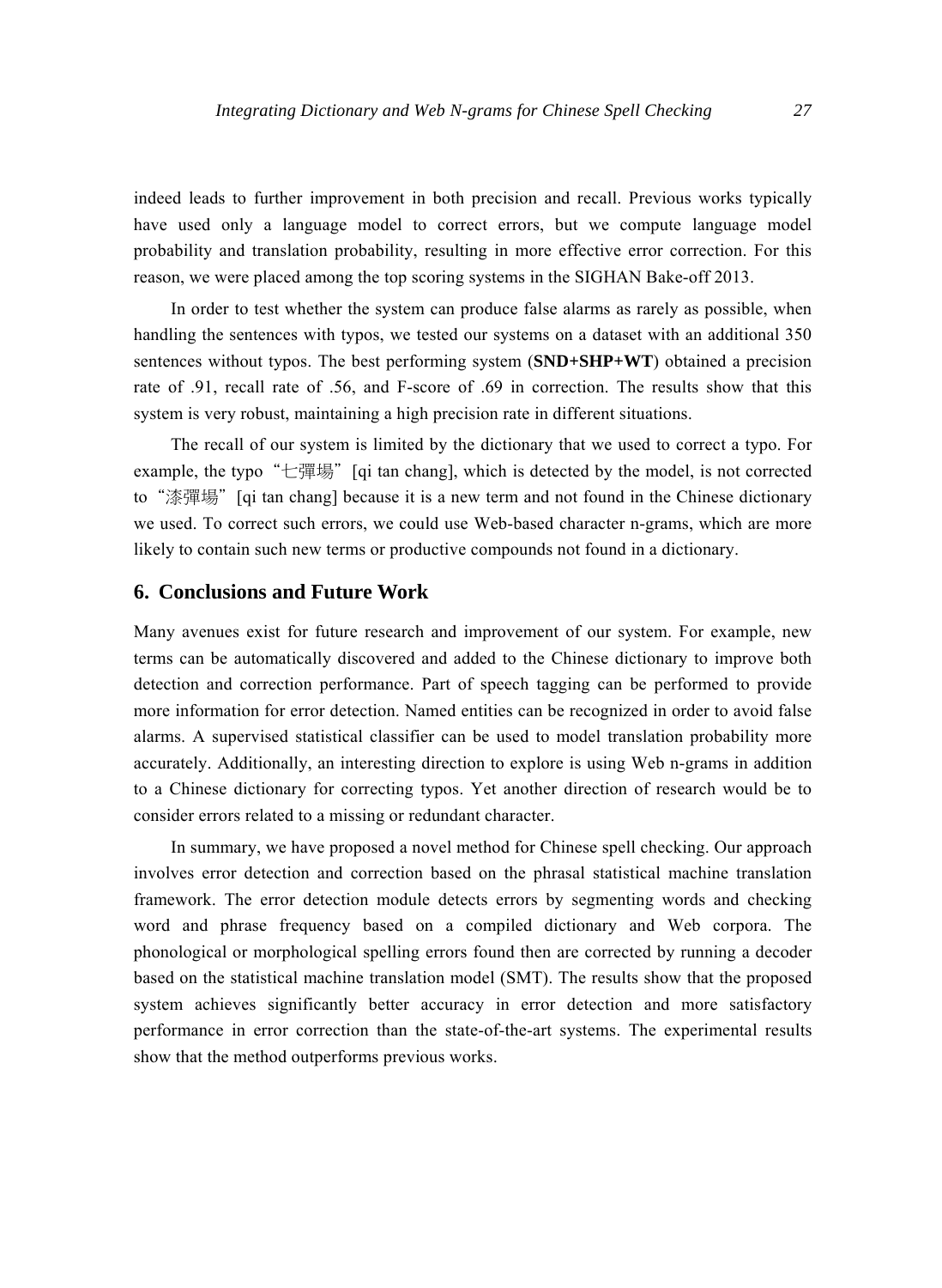indeed leads to further improvement in both precision and recall. Previous works typically have used only a language model to correct errors, but we compute language model probability and translation probability, resulting in more effective error correction. For this reason, we were placed among the top scoring systems in the SIGHAN Bake-off 2013.

In order to test whether the system can produce false alarms as rarely as possible, when handling the sentences with typos, we tested our systems on a dataset with an additional 350 sentences without typos. The best performing system (**SND+SHP+WT**) obtained a precision rate of .91, recall rate of .56, and F-score of .69 in correction. The results show that this system is very robust, maintaining a high precision rate in different situations.

The recall of our system is limited by the dictionary that we used to correct a typo. For example, the typo“七彈場”[qi tan chang], which is detected by the model, is not corrected to“漆彈場”[qi tan chang] because it is a new term and not found in the Chinese dictionary we used. To correct such errors, we could use Web-based character n-grams, which are more likely to contain such new terms or productive compounds not found in a dictionary.

## 6. Conclusions and Future Work

Many avenues exist for future research and improvement of our system. For example, new terms can be automatically discovered and added to the Chinese dictionary to improve both detection and correction performance. Part of speech tagging can be performed to provide more information for error detection. Named entities can be recognized in order to avoid false alarms. A supervised statistical classifier can be used to model translation probability more accurately. Additionally, an interesting direction to explore is using Web n-grams in addition to a Chinese dictionary for correcting typos. Yet another direction of research would be to consider errors related to a missing or redundant character.

In summary, we have proposed a novel method for Chinese spell checking. Our approach involves error detection and correction based on the phrasal statistical machine translation framework. The error detection module detects errors by segmenting words and checking word and phrase frequency based on a compiled dictionary and Web corpora. The phonological or morphological spelling errors found then are corrected by running a decoder based on the statistical machine translation model (SMT). The results show that the proposed system achieves significantly better accuracy in error detection and more satisfactory performance in error correction than the state-of-the-art systems. The experimental results show that the method outperforms previous works.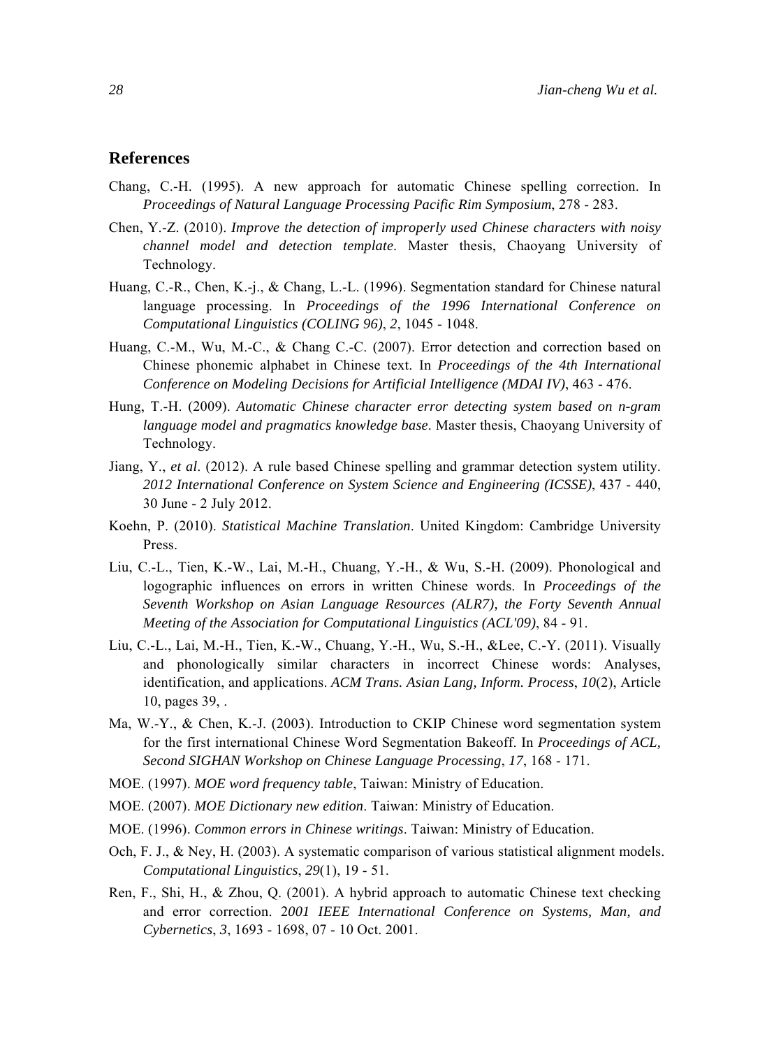## References

Chang, C.-H. (1995). A new approach for automatic Chinese spelling correction. In *Proceedings of Natural Language Processing Pacific Rim Symposium*, 278 - 283.

Chen, Y.-Z. (2010). *Improve the detection of improperly used Chinese characters with noisy channel model and detection template*. Master thesis, Chaoyang University of Technology.

Huang, C.-R., Chen, K.-j., & Chang, L.-L. (1996). Segmentation standard for Chinese natural language processing. In *Proceedings of the 1996 International Conference on Computational Linguistics (COLING 96)*, *2*, 1045 - 1048.

Huang, C.-M., Wu, M.-C., & Chang C.-C. (2007). Error detection and correction based on Chinese phonemic alphabet in Chinese text. In *Proceedings of the 4th International Conference on Modeling Decisions for Artificial Intelligence (MDAI IV)*, 463 - 476.

Hung, T.-H. (2009). *Automatic Chinese character error detecting system based on n-gram language model and pragmatics knowledge base*. Master thesis, Chaoyang University of Technology.

Jiang, Y., *et al*. (2012). A rule based Chinese spelling and grammar detection system utility. *2012 International Conference on System Science and Engineering (ICSSE)*, 437 - 440, 30 June - 2 July 2012.

Koehn, P. (2010). *Statistical Machine Translation*. United Kingdom: Cambridge University Press.

Liu, C.-L., Tien, K.-W., Lai, M.-H., Chuang, Y.-H., & Wu, S.-H. (2009). Phonological and logographic influences on errors in written Chinese words. In *Proceedings of the Seventh Workshop on Asian Language Resources (ALR7), the Forty Seventh Annual Meeting of the Association for Computational Linguistics (ACL'09)*, 84 - 91.

Liu, C.-L., Lai, M.-H., Tien, K.-W., Chuang, Y.-H., Wu, S.-H., &Lee, C.-Y. (2011). Visually and phonologically similar characters in incorrect Chinese words: Analyses, identification, and applications. *ACM Trans. Asian Lang, Inform. Process*, *10*(2), Article 10, pages 39, .

Ma, W.-Y., & Chen, K.-J. (2003). Introduction to CKIP Chinese word segmentation system for the first international Chinese Word Segmentation Bakeoff. In *Proceedings of ACL, Second SIGHAN Workshop on Chinese Language Processing*, *17*, 168 - 171.

MOE. (1997). *MOE word frequency table*, Taiwan: Ministry of Education.

MOE. (2007). *MOE Dictionary new edition*. Taiwan: Ministry of Education.

MOE. (1996). *Common errors in Chinese writings*. Taiwan: Ministry of Education.

Och, F. J., & Ney, H. (2003). A systematic comparison of various statistical alignment models. *Computational Linguistics*, *29*(1), 19 - 51.

Ren, F., Shi, H., & Zhou, Q. (2001). A hybrid approach to automatic Chinese text checking and error correction. 2*001 IEEE International Conference on Systems, Man, and Cybernetics*, *3*, 1693 - 1698, 07 - 10 Oct. 2001.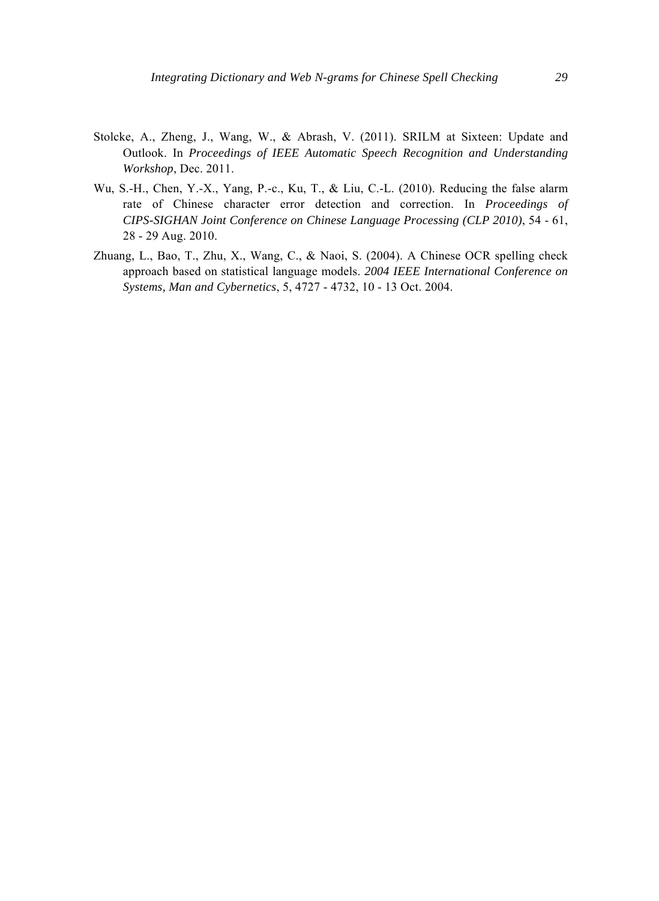Stolcke, A., Zheng, J., Wang, W., & Abrash, V. (2011). SRILM at Sixteen: Update and Outlook. In *Proceedings of IEEE Automatic Speech Recognition and Understanding Workshop*, Dec. 2011.

Wu, S.-H., Chen, Y.-X., Yang, P.-c., Ku, T., & Liu, C.-L. (2010). Reducing the false alarm rate of Chinese character error detection and correction. In *Proceedings of CIPS-SIGHAN Joint Conference on Chinese Language Processing (CLP 2010)*, 54 - 61, 28 - 29 Aug. 2010.

Zhuang, L., Bao, T., Zhu, X., Wang, C., & Naoi, S. (2004). A Chinese OCR spelling check approach based on statistical language models. *2004 IEEE International Conference on Systems, Man and Cybernetics*, 5, 4727 - 4732, 10 - 13 Oct. 2004.